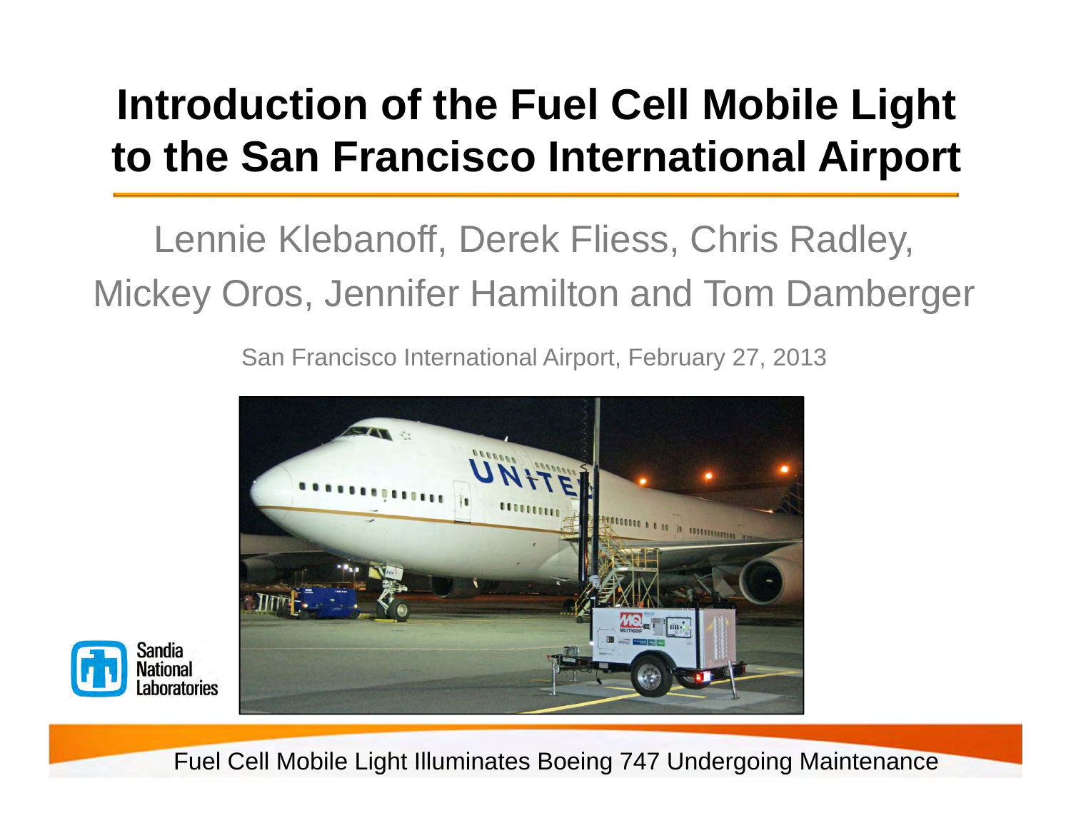# Introduction of the Fuel Cell Mobile Light to the San Francisco International Airport

Lennie Klebanoff, Derek Fliess, Chris Radley, Mickey Oros, Jennifer Hamilton and Tom Damberger

San Francisco International Airport, February 27, 2013

Sandia National Laboratories

Fuel Cell Mobile Light Illuminates Boeing 747 Undergoing Maintenance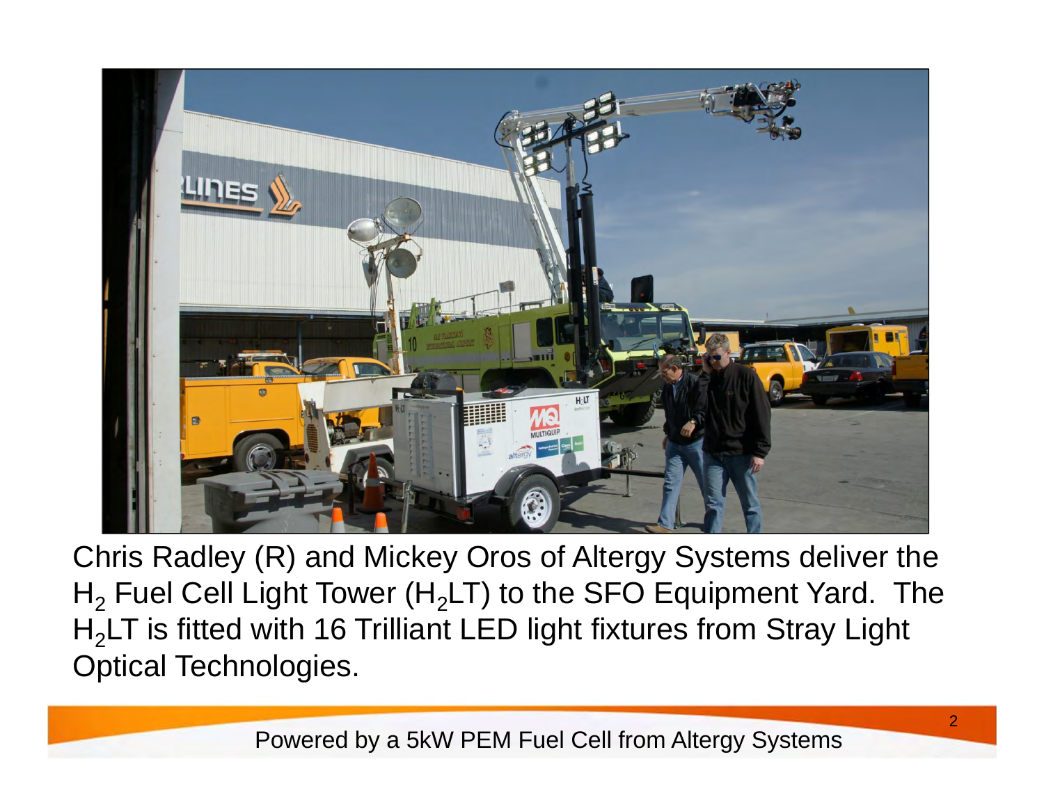Chris Radley (R) and Mickey Oros of Altergy Systems deliver the $H_2$ Fuel Cell Light Tower ($H_2$LT) to the SFO Equipment Yard. The $H_2$LT is fitted with 16 Trilliant LED light fixtures from Stray Light Optical Technologies.

Powered by a 5kW PEM Fuel Cell from Altergy Systems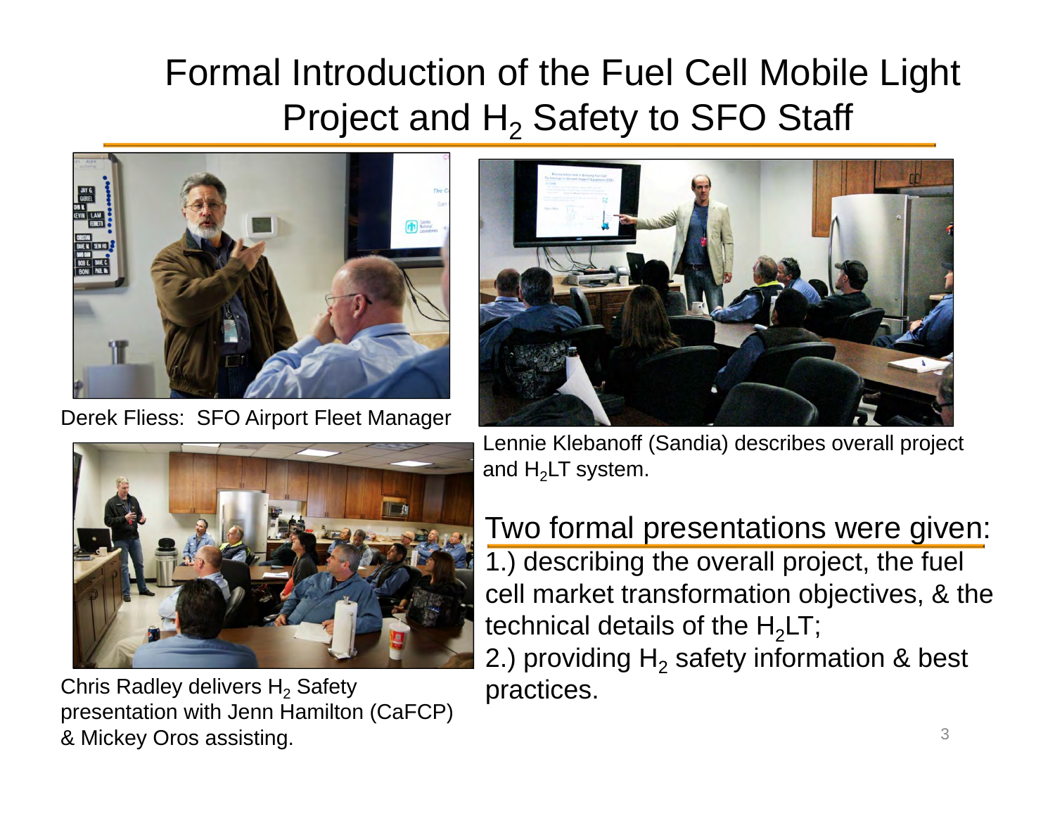# Formal Introduction of the Fuel Cell Mobile Light Project and $H_2$ Safety to SFO Staff

Derek Fliess: SFO Airport Fleet Manager

Lennie Klebanoff (Sandia) describes overall project and $H_2$LT system.

Chris Radley delivers $H_2$ Safety presentation with Jenn Hamilton (CaFCP) & Mickey Oros assisting.

## Two formal presentations were given:

1.) describing the overall project, the fuel cell market transformation objectives, & the technical details of the $H_2$LT;

2.) providing $H_2$ safety information & best practices.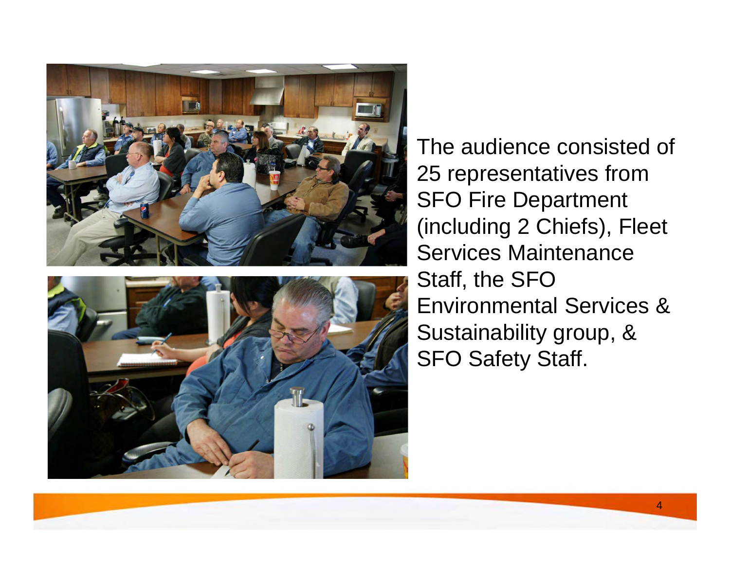The audience consisted of 25 representatives from SFO Fire Department (including 2 Chiefs), Fleet Services Maintenance Staff, the SFO Environmental Services & Sustainability group, & SFO Safety Staff.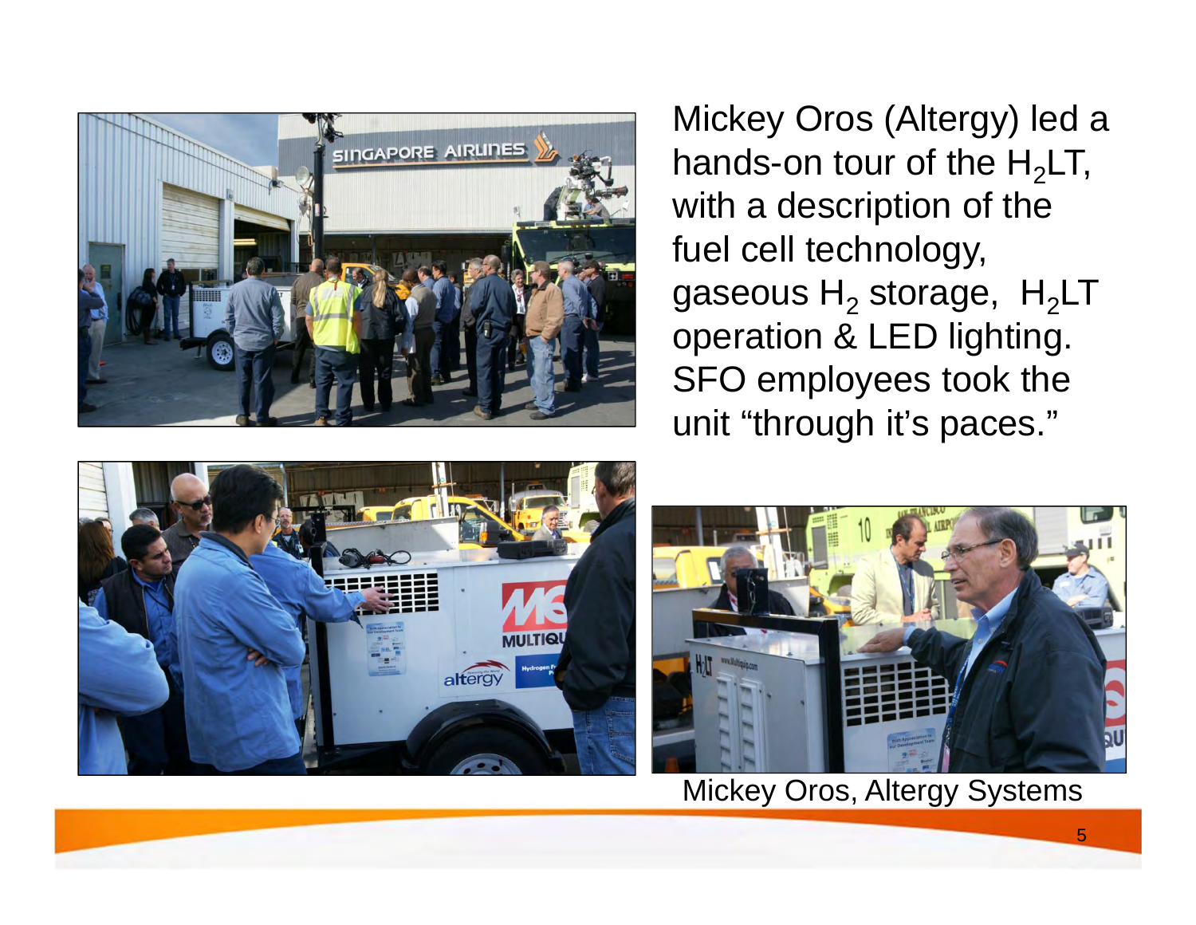Mickey Oros (Altergy) led a hands-on tour of the $H_2LT$, with a description of the fuel cell technology, gaseous $H_2$ storage, $H_2LT$ operation & LED lighting. SFO employees took the unit "through it's paces."

Mickey Oros, Altergy Systems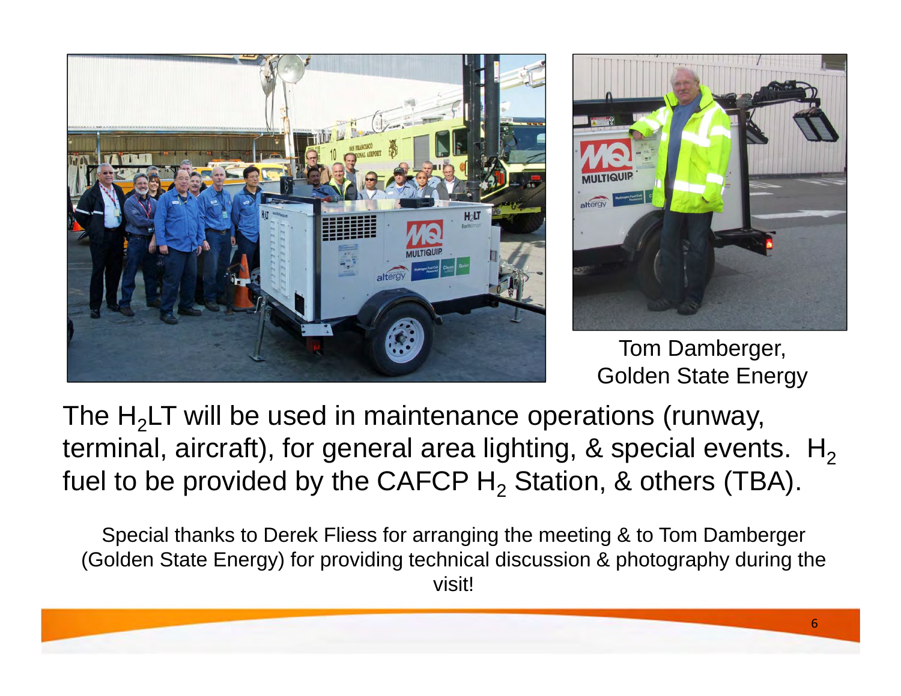Tom Damberger,
Golden State Energy

The $H_2$LT will be used in maintenance operations (runway, terminal, aircraft), for general area lighting, & special events. $H_2$ fuel to be provided by the CAFCP $H_2$ Station, & others (TBA).

Special thanks to Derek Fliess for arranging the meeting & to Tom Damberger (Golden State Energy) for providing technical discussion & photography during the visit!